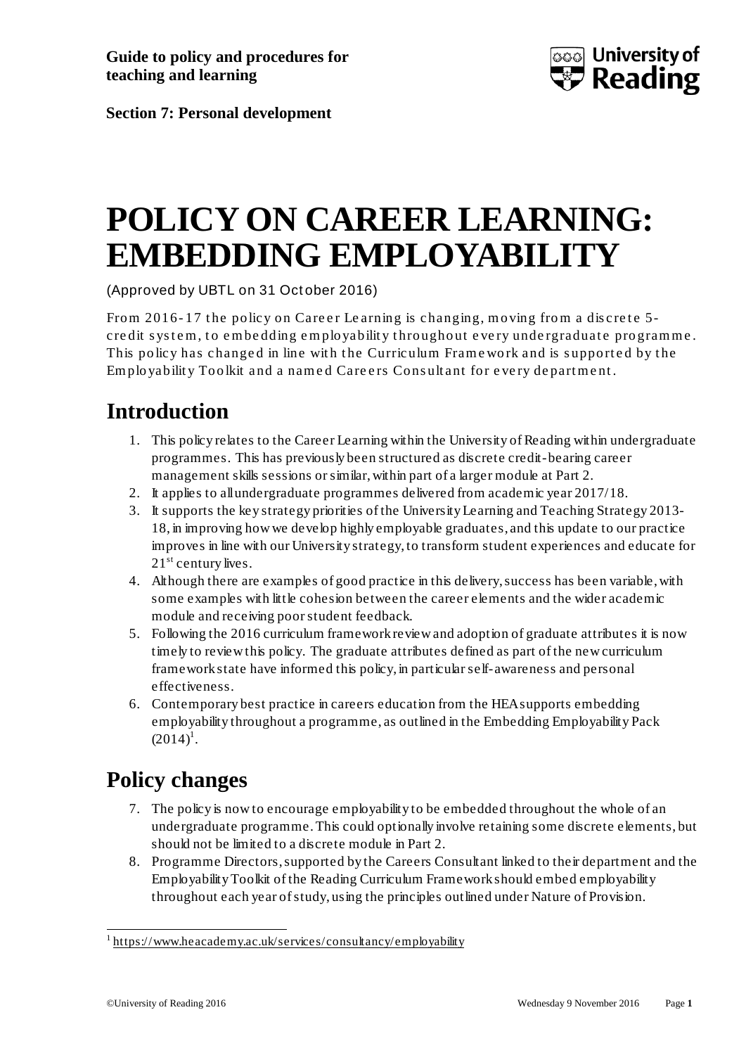**Guide to policy and procedures for teaching and learning**

**Section 7: Personal development**

# POLICY ON CAREER LEARNING: EMBEDDING EMPLOYABILITY

(Approved by UBTL on 31 October 2016)

From 2016-17 the policy on Career Learning is changing, moving from a discrete 5-credit system, to embedding employability throughout every undergraduate programme. This policy has changed in line with the Curriculum Framework and is supported by the Employability Toolkit and a named Careers Consultant for every department.

## Introduction

1. This policy relates to the Career Learning within the University of Reading within undergraduate programmes. This has previously been structured as discrete credit-bearing career management skills sessions or similar, within part of a larger module at Part 2.
2. It applies to all undergraduate programmes delivered from academic year 2017/18.
3. It supports the key strategy priorities of the University Learning and Teaching Strategy 2013-18, in improving how we develop highly employable graduates, and this update to our practice improves in line with our University strategy, to transform student experiences and educate for 21st century lives.
4. Although there are examples of good practice in this delivery, success has been variable, with some examples with little cohesion between the career elements and the wider academic module and receiving poor student feedback.
5. Following the 2016 curriculum framework review and adoption of graduate attributes it is now timely to review this policy. The graduate attributes defined as part of the new curriculum framework state have informed this policy, in particular self-awareness and personal effectiveness.
6. Contemporary best practice in careers education from the HEA supports embedding employability throughout a programme, as outlined in the Embedding Employability Pack (2014)[1].

## Policy changes

7. The policy is now to encourage employability to be embedded throughout the whole of an undergraduate programme. This could optionally involve retaining some discrete elements, but should not be limited to a discrete module in Part 2.
8. Programme Directors, supported by the Careers Consultant linked to their department and the Employability Toolkit of the Reading Curriculum Framework should embed employability throughout each year of study, using the principles outlined under Nature of Provision.

[1] https://www.heacademy.ac.uk/services/consultancy/employability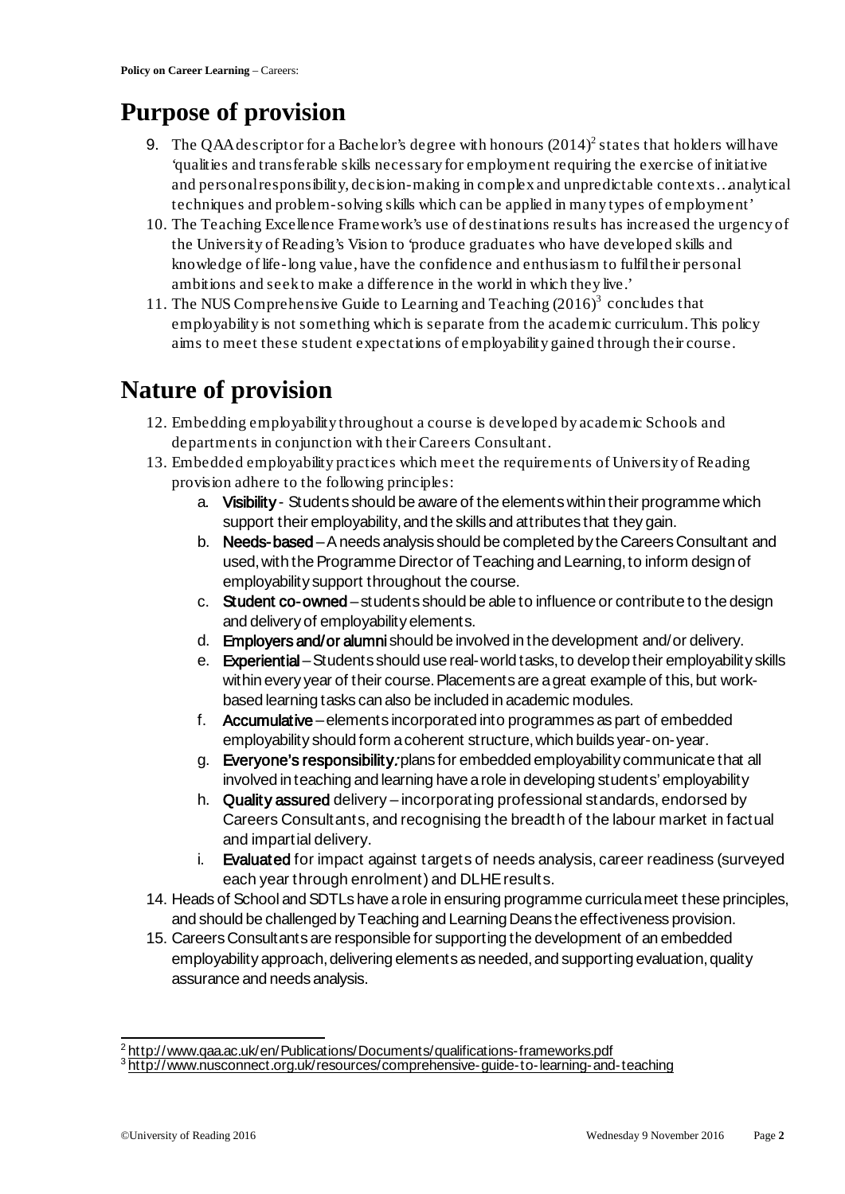# Purpose of provision

9. The QAA descriptor for a Bachelor's degree with honours (2014)[2] states that holders will have 'qualities and transferable skills necessary for employment requiring the exercise of initiative and personal responsibility, decision-making in complex and unpredictable contexts…analytical techniques and problem-solving skills which can be applied in many types of employment'
10. The Teaching Excellence Framework's use of destinations results has increased the urgency of the University of Reading's Vision to 'produce graduates who have developed skills and knowledge of life-long value, have the confidence and enthusiasm to fulfil their personal ambitions and seek to make a difference in the world in which they live.'
11. The NUS Comprehensive Guide to Learning and Teaching (2016)[3] concludes that employability is not something which is separate from the academic curriculum. This policy aims to meet these student expectations of employability gained through their course.

# Nature of provision

12. Embedding employability throughout a course is developed by academic Schools and departments in conjunction with their Careers Consultant.
13. Embedded employability practices which meet the requirements of University of Reading provision adhere to the following principles:
    a. **Visibility** - Students should be aware of the elements within their programme which support their employability, and the skills and attributes that they gain.
    b. **Needs-based** – A needs analysis should be completed by the Careers Consultant and used, with the Programme Director of Teaching and Learning, to inform design of employability support throughout the course.
    c. **Student co-owned** – students should be able to influence or contribute to the design and delivery of employability elements.
    d. **Employers and/or alumni** should be involved in the development and/or delivery.
    e. **Experiential** – Students should use real-world tasks, to develop their employability skills within every year of their course. Placements are a great example of this, but work-based learning tasks can also be included in academic modules.
    f. **Accumulative** – elements incorporated into programmes as part of embedded employability should form a coherent structure, which builds year-on-year.
    g. **Everyone's responsibility**: plans for embedded employability communicate that all involved in teaching and learning have a role in developing students' employability
    h. **Quality assured** delivery – incorporating professional standards, endorsed by Careers Consultants, and recognising the breadth of the labour market in factual and impartial delivery.
    i. **Evaluated** for impact against targets of needs analysis, career readiness (surveyed each year through enrolment) and DLHE results.
14. Heads of School and SDTLs have a role in ensuring programme curricula meet these principles, and should be challenged by Teaching and Learning Deans the effectiveness provision.
15. Careers Consultants are responsible for supporting the development of an embedded employability approach, delivering elements as needed, and supporting evaluation, quality assurance and needs analysis.

[2] http://www.qaa.ac.uk/en/Publications/Documents/qualifications-frameworks.pdf
[3] http://www.nusconnect.org.uk/resources/comprehensive-guide-to-learning-and-teaching